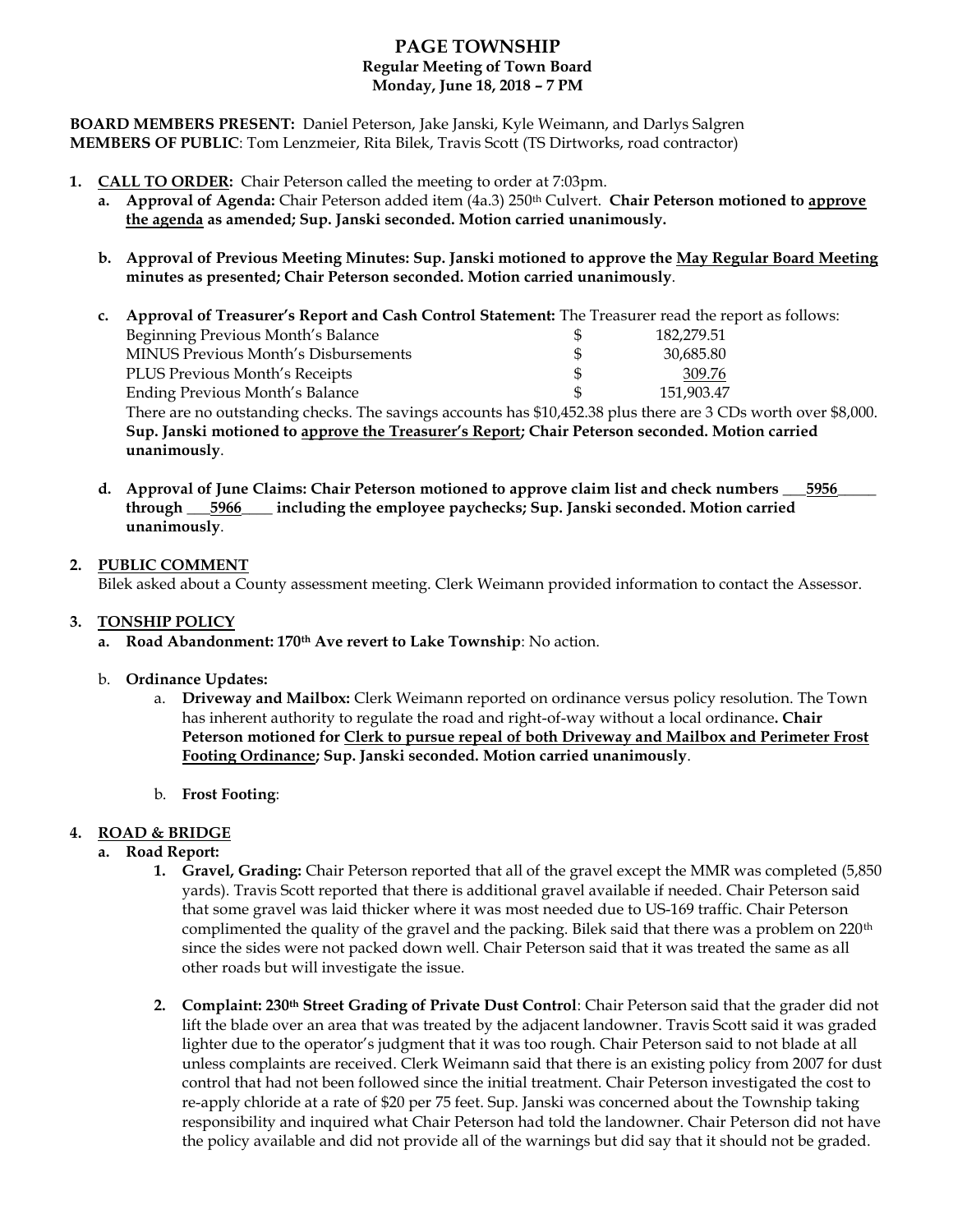# PAGE TOWNSHIP

## Regular Meeting of Town Board

### Monday, June 18, 2018 – 7 PM

**BOARD MEMBERS PRESENT:** Daniel Peterson, Jake Janski, Kyle Weimann, and Darlys Salgren
**MEMBERS OF PUBLIC**: Tom Lenzmeier, Rita Bilek, Travis Scott (TS Dirtworks, road contractor)

1. **CALL TO ORDER:** Chair Peterson called the meeting to order at 7:03pm.
   a. **Approval of Agenda:** Chair Peterson added item (4a.3) 250th Culvert. **Chair Peterson motioned to approve the agenda as amended; Sup. Janski seconded. Motion carried unanimously.**

   b. **Approval of Previous Meeting Minutes: Sup. Janski motioned to approve the May Regular Board Meeting minutes as presented; Chair Peterson seconded. Motion carried unanimously**.

   c. **Approval of Treasurer's Report and Cash Control Statement:** The Treasurer read the report as follows:

   | | | |
   |---|---|---|
   | Beginning Previous Month's Balance | $ | 182,279.51 |
   | MINUS Previous Month's Disbursements | $ | 30,685.80 |
   | PLUS Previous Month's Receipts | $ | 309.76 |
   | Ending Previous Month's Balance | $ | 151,903.47 |

   There are no outstanding checks. The savings accounts has $10,452.38 plus there are 3 CDs worth over $8,000. **Sup. Janski motioned to approve the Treasurer's Report; Chair Peterson seconded. Motion carried unanimously**.

   d. **Approval of June Claims: Chair Peterson motioned to approve claim list and check numbers ___5956_____ through ___5966____ including the employee paychecks; Sup. Janski seconded. Motion carried unanimously**.

2. **PUBLIC COMMENT**
   Bilek asked about a County assessment meeting. Clerk Weimann provided information to contact the Assessor.

3. **TONSHIP POLICY**
   a. **Road Abandonment: 170th Ave revert to Lake Township**: No action.

   b. **Ordinance Updates:**
      a. **Driveway and Mailbox:** Clerk Weimann reported on ordinance versus policy resolution. The Town has inherent authority to regulate the road and right-of-way without a local ordinance**. Chair Peterson motioned for Clerk to pursue repeal of both Driveway and Mailbox and Perimeter Frost Footing Ordinance; Sup. Janski seconded. Motion carried unanimously**.

      b. **Frost Footing**:

4. **ROAD & BRIDGE**
   a. **Road Report:**
      1. **Gravel, Grading:** Chair Peterson reported that all of the gravel except the MMR was completed (5,850 yards). Travis Scott reported that there is additional gravel available if needed. Chair Peterson said that some gravel was laid thicker where it was most needed due to US-169 traffic. Chair Peterson complimented the quality of the gravel and the packing. Bilek said that there was a problem on 220th since the sides were not packed down well. Chair Peterson said that it was treated the same as all other roads but will investigate the issue.

      2. **Complaint: 230th Street Grading of Private Dust Control**: Chair Peterson said that the grader did not lift the blade over an area that was treated by the adjacent landowner. Travis Scott said it was graded lighter due to the operator's judgment that it was too rough. Chair Peterson said to not blade at all unless complaints are received. Clerk Weimann said that there is an existing policy from 2007 for dust control that had not been followed since the initial treatment. Chair Peterson investigated the cost to re-apply chloride at a rate of $20 per 75 feet. Sup. Janski was concerned about the Township taking responsibility and inquired what Chair Peterson had told the landowner. Chair Peterson did not have the policy available and did not provide all of the warnings but did say that it should not be graded.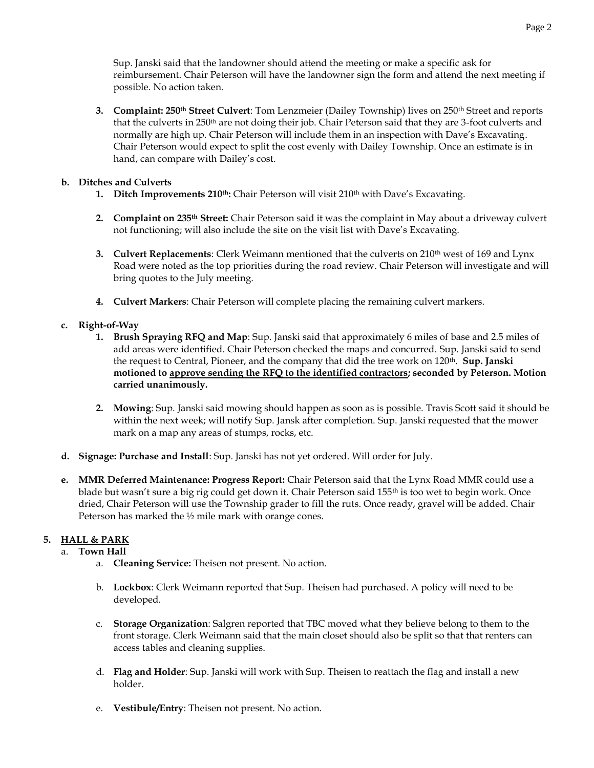Sup. Janski said that the landowner should attend the meeting or make a specific ask for reimbursement. Chair Peterson will have the landowner sign the form and attend the next meeting if possible. No action taken.

3. **Complaint: 250th Street Culvert**: Tom Lenzmeier (Dailey Township) lives on 250th Street and reports that the culverts in 250th are not doing their job. Chair Peterson said that they are 3-foot culverts and normally are high up. Chair Peterson will include them in an inspection with Dave's Excavating. Chair Peterson would expect to split the cost evenly with Dailey Township. Once an estimate is in hand, can compare with Dailey's cost.

**b. Ditches and Culverts**

1. **Ditch Improvements 210th:** Chair Peterson will visit 210th with Dave's Excavating.
2. **Complaint on 235th Street:** Chair Peterson said it was the complaint in May about a driveway culvert not functioning; will also include the site on the visit list with Dave's Excavating.
3. **Culvert Replacements**: Clerk Weimann mentioned that the culverts on 210th west of 169 and Lynx Road were noted as the top priorities during the road review. Chair Peterson will investigate and will bring quotes to the July meeting.
4. **Culvert Markers**: Chair Peterson will complete placing the remaining culvert markers.

**c. Right-of-Way**

1. **Brush Spraying RFQ and Map**: Sup. Janski said that approximately 6 miles of base and 2.5 miles of add areas were identified. Chair Peterson checked the maps and concurred. Sup. Janski said to send the request to Central, Pioneer, and the company that did the tree work on 120th. **Sup. Janski motioned to <u>approve sending the RFQ to the identified contractors</u>; seconded by Peterson. Motion carried unanimously.**
2. **Mowing**: Sup. Janski said mowing should happen as soon as is possible. Travis Scott said it should be within the next week; will notify Sup. Jansk after completion. Sup. Janski requested that the mower mark on a map any areas of stumps, rocks, etc.

**d. Signage: Purchase and Install**: Sup. Janski has not yet ordered. Will order for July.

**e. MMR Deferred Maintenance: Progress Report:** Chair Peterson said that the Lynx Road MMR could use a blade but wasn't sure a big rig could get down it. Chair Peterson said 155th is too wet to begin work. Once dried, Chair Peterson will use the Township grader to fill the ruts. Once ready, gravel will be added. Chair Peterson has marked the ½ mile mark with orange cones.

**5. <u>HALL & PARK</u>**

a. **Town Hall**

a. **Cleaning Service:** Theisen not present. No action.

b. **Lockbox**: Clerk Weimann reported that Sup. Theisen had purchased. A policy will need to be developed.

c. **Storage Organization**: Salgren reported that TBC moved what they believe belong to them to the front storage. Clerk Weimann said that the main closet should also be split so that that renters can access tables and cleaning supplies.

d. **Flag and Holder**: Sup. Janski will work with Sup. Theisen to reattach the flag and install a new holder.

e. **Vestibule/Entry**: Theisen not present. No action.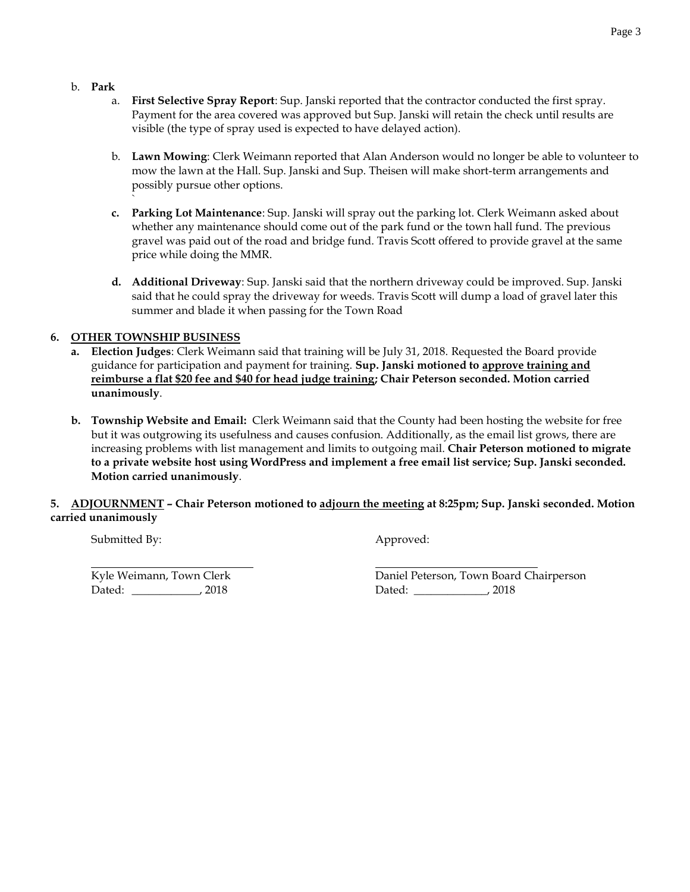b. **Park**

   a. **First Selective Spray Report**: Sup. Janski reported that the contractor conducted the first spray. Payment for the area covered was approved but Sup. Janski will retain the check until results are visible (the type of spray used is expected to have delayed action).

   b. **Lawn Mowing**: Clerk Weimann reported that Alan Anderson would no longer be able to volunteer to mow the lawn at the Hall. Sup. Janski and Sup. Theisen will make short-term arrangements and possibly pursue other options.
   `

   **c. Parking Lot Maintenance**: Sup. Janski will spray out the parking lot. Clerk Weimann asked about whether any maintenance should come out of the park fund or the town hall fund. The previous gravel was paid out of the road and bridge fund. Travis Scott offered to provide gravel at the same price while doing the MMR.

   **d. Additional Driveway**: Sup. Janski said that the northern driveway could be improved. Sup. Janski said that he could spray the driveway for weeds. Travis Scott will dump a load of gravel later this summer and blade it when passing for the Town Road

**6. <u>OTHER TOWNSHIP BUSINESS</u>**

**a. Election Judges**: Clerk Weimann said that training will be July 31, 2018. Requested the Board provide guidance for participation and payment for training. **Sup. Janski motioned to <u>approve training and reimburse a flat $20 fee and $40 for head judge training</u>; Chair Peterson seconded. Motion carried unanimously**.

**b. Township Website and Email:** Clerk Weimann said that the County had been hosting the website for free but it was outgrowing its usefulness and causes confusion. Additionally, as the email list grows, there are increasing problems with list management and limits to outgoing mail. **Chair Peterson motioned to migrate to a private website host using WordPress and implement a free email list service; Sup. Janski seconded. Motion carried unanimously**.

**5. <u>ADJOURNMENT</u> – Chair Peterson motioned to <u>adjourn the meeting</u> at 8:25pm; Sup. Janski seconded. Motion carried unanimously**

Submitted By:

______________________________
Kyle Weimann, Town Clerk
Dated: ____________, 2018

Approved:

______________________________
Daniel Peterson, Town Board Chairperson
Dated: _____________, 2018